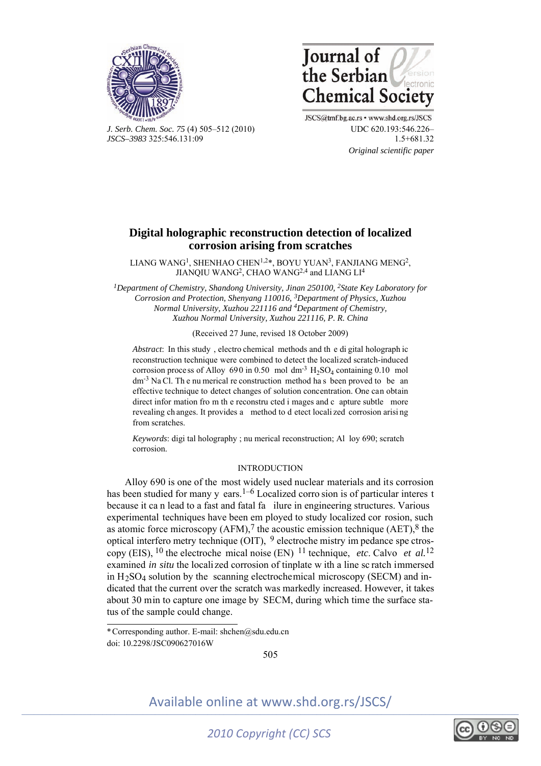UDC 620.193:546.226–1.5+681.32

*Original scientific paper*

# Digital holographic reconstruction detection of localized corrosion arising from scratches

LIANG WANG[1], SHENHAO CHEN[1,2]*, BOYU YUAN[3], FANJIANG MENG[2], JIANQIU WANG[2], CHAO WANG[2,4] and LIANG LI[4]

[1]*Department of Chemistry, Shandong University, Jinan 250100,* [2]*State Key Laboratory for Corrosion and Protection, Shenyang 110016,* [3]*Department of Physics, Xuzhou Normal University, Xuzhou 221116 and* [4]*Department of Chemistry, Xuzhou Normal University, Xuzhou 221116, P. R. China*

(Received 27 June, revised 18 October 2009)

*Abstract*: In this study, electrochemical methods and the digital holographic reconstruction technique were combined to detect the localized scratch-induced corrosion process of Alloy 690 in 0.50 mol dm$^{-3}$ $H_2SO_4$ containing 0.10 mol dm$^{-3}$ NaCl. The numerical reconstruction method has been proved to be an effective technique to detect changes of solution concentration. One can obtain direct information from the reconstructed images and capture subtle more revealing changes. It provides a method to detect localized corrosion arising from scratches.

*Keywords*: digital holography; numerical reconstruction; Alloy 690; scratch corrosion.

## INTRODUCTION

Alloy 690 is one of the most widely used nuclear materials and its corrosion has been studied for many years.[1–6] Localized corrosion is of particular interest because it can lead to a fast and fatal failure in engineering structures. Various experimental techniques have been employed to study localized corrosion, such as atomic force microscopy (AFM),[7] the acoustic emission technique (AET),[8] the optical interferometry technique (OIT),[9] electrochemistry impedance spectroscopy (EIS),[10] the electrochemical noise (EN)[11] technique, *etc*. Calvo *et al.*[12] examined *in situ* the localized corrosion of tinplate with a line scratch immersed in $H_2SO_4$ solution by the scanning electrochemical microscopy (SECM) and indicated that the current over the scratch was markedly increased. However, it takes about 30 min to capture one image by SECM, during which time the surface status of the sample could change.

* Corresponding author. E-mail: shchen@sdu.edu.cn

doi: 10.2298/JSC090627016W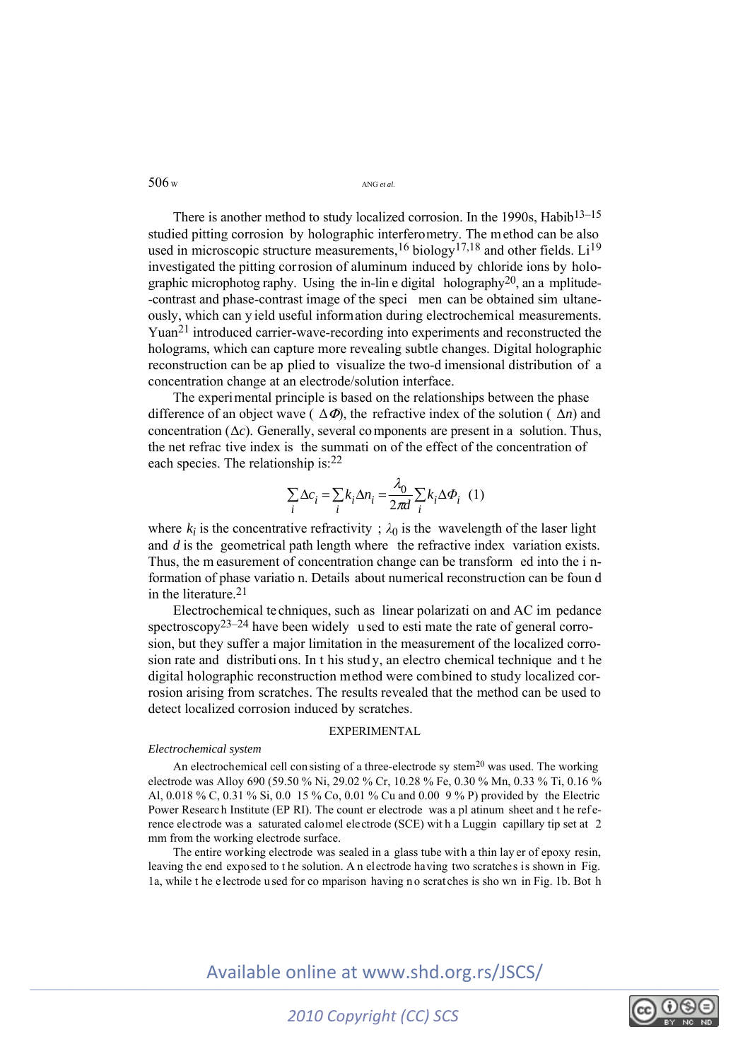There is another method to study localized corrosion. In the 1990s, Habib[13–15] studied pitting corrosion by holographic interferometry. The method can be also used in microscopic structure measurements,[16] biology[17,18] and other fields. Li[19] investigated the pitting corrosion of aluminum induced by chloride ions by holographic microphotography. Using the in-line digital holography[20], an amplitude-contrast and phase-contrast image of the specimen can be obtained simultaneously, which can yield useful information during electrochemical measurements. Yuan[21] introduced carrier-wave-recording into experiments and reconstructed the holograms, which can capture more revealing subtle changes. Digital holographic reconstruction can be applied to visualize the two-dimensional distribution of a concentration change at an electrode/solution interface.

The experimental principle is based on the relationships between the phase difference of an object wave ( $\Delta\Phi$), the refractive index of the solution ( $\Delta n$) and concentration ($\Delta c$). Generally, several components are present in a solution. Thus, the net refractive index is the summation of the effect of the concentration of each species. The relationship is:[22]

$$\sum_i \Delta c_i = \sum_i k_i \Delta n_i = \frac{\lambda_0}{2\pi d} \sum_i k_i \Delta \Phi_i \quad (1)$$

where $k_i$ is the concentrative refractivity ; $\lambda_0$ is the wavelength of the laser light and $d$ is the geometrical path length where the refractive index variation exists. Thus, the measurement of concentration change can be transformed into the information of phase variation. Details about numerical reconstruction can be found in the literature.[21]

Electrochemical techniques, such as linear polarization and AC impedance spectroscopy[23–24] have been widely used to estimate the rate of general corrosion, but they suffer a major limitation in the measurement of the localized corrosion rate and distributions. In this study, an electrochemical technique and the digital holographic reconstruction method were combined to study localized corrosion arising from scratches. The results revealed that the method can be used to detect localized corrosion induced by scratches.

## EXPERIMENTAL

### *Electrochemical system*

An electrochemical cell consisting of a three-electrode system[20] was used. The working electrode was Alloy 690 (59.50 % Ni, 29.02 % Cr, 10.28 % Fe, 0.30 % Mn, 0.33 % Ti, 0.16 % Al, 0.018 % C, 0.31 % Si, 0.015 % Co, 0.01 % Cu and 0.009 % P) provided by the Electric Power Research Institute (EPRI). The counter electrode was a platinum sheet and the reference electrode was a saturated calomel electrode (SCE) with a Luggin capillary tip set at 2 mm from the working electrode surface.

The entire working electrode was sealed in a glass tube with a thin layer of epoxy resin, leaving the end exposed to the solution. An electrode having two scratches is shown in Fig. 1a, while the electrode used for comparison having no scratches is shown in Fig. 1b. Both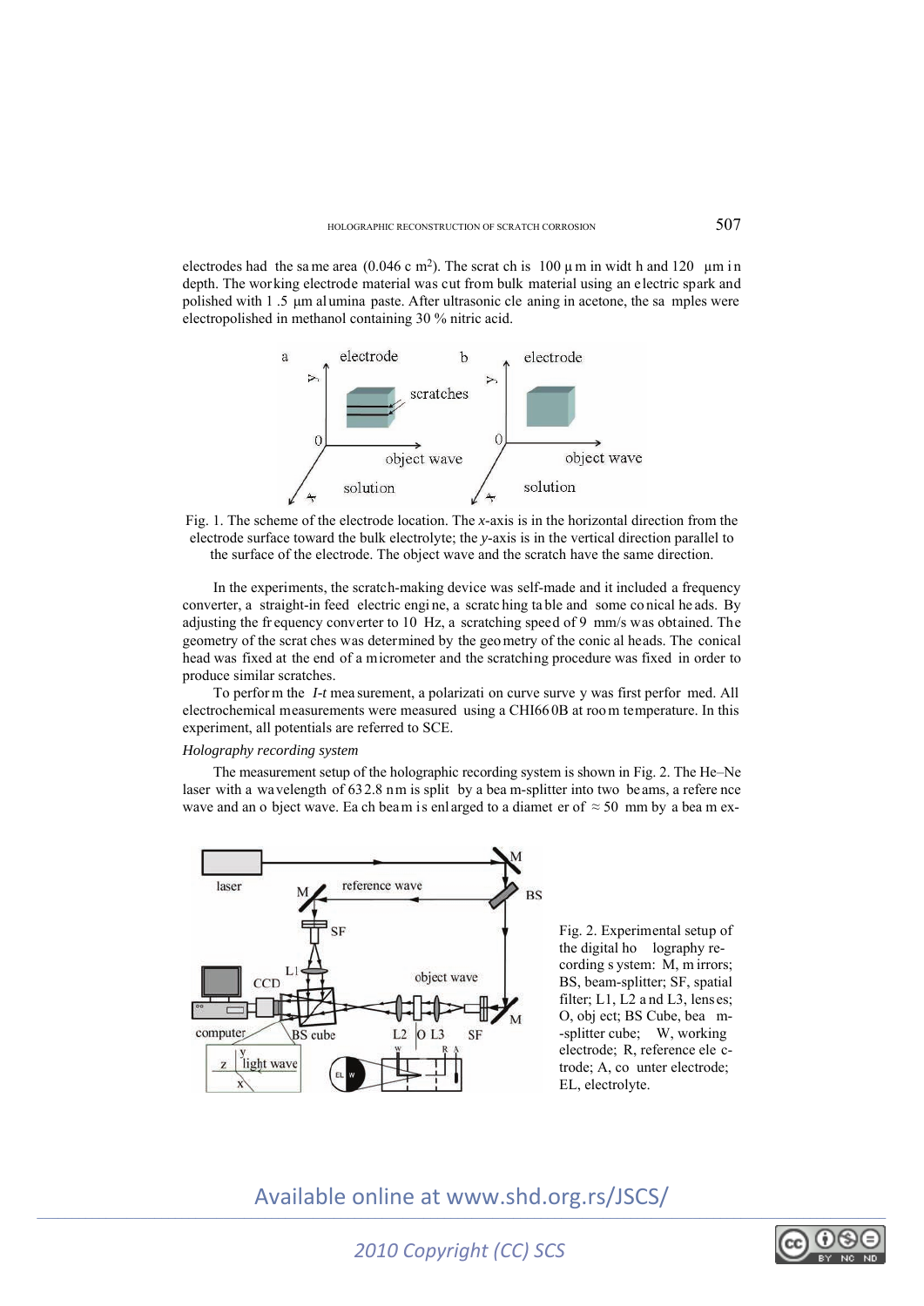electrodes had the same area (0.046 $cm^2$). The scratch is 100 μm in width and 120 μm in depth. The working electrode material was cut from bulk material using an electric spark and polished with 1.5 μm alumina paste. After ultrasonic cleaning in acetone, the samples were electropolished in methanol containing 30 % nitric acid.

Fig. 1. The scheme of the electrode location. The *x*-axis is in the horizontal direction from the electrode surface toward the bulk electrolyte; the *y*-axis is in the vertical direction parallel to the surface of the electrode. The object wave and the scratch have the same direction.

In the experiments, the scratch-making device was self-made and it included a frequency converter, a straight-in feed electric engine, a scratching table and some conical heads. By adjusting the frequency converter to 10 Hz, a scratching speed of 9 mm/s was obtained. The geometry of the scratches was determined by the geometry of the conical heads. The conical head was fixed at the end of a micrometer and the scratching procedure was fixed in order to produce similar scratches.

To perform the *I-t* measurement, a polarization curve survey was first performed. All electrochemical measurements were measured using a CHI660B at room temperature. In this experiment, all potentials are referred to SCE.

### *Holography recording system*

The measurement setup of the holographic recording system is shown in Fig. 2. The He–Ne laser with a wavelength of 632.8 nm is split by a beam-splitter into two beams, a reference wave and an object wave. Each beam is enlarged to a diameter of ≈ 50 mm by a beam ex-

Fig. 2. Experimental setup of the digital holography recording system: M, mirrors; BS, beam-splitter; SF, spatial filter; L1, L2 and L3, lenses; O, object; BS Cube, beam-splitter cube; W, working electrode; R, reference electrode; A, counter electrode; EL, electrolyte.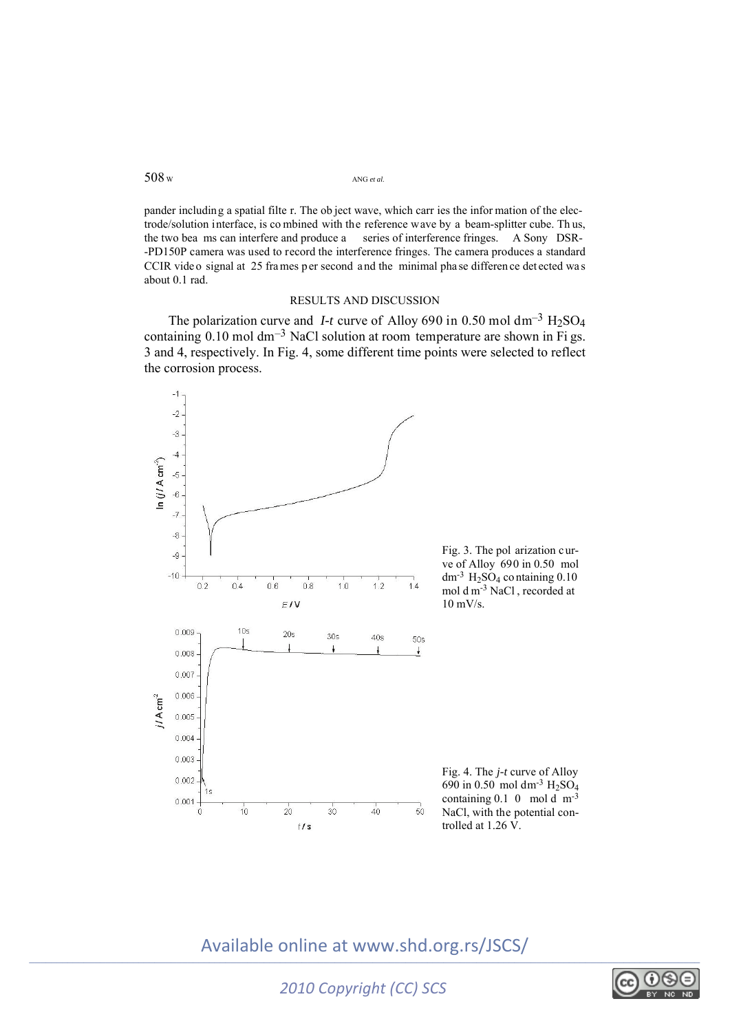pander including a spatial filter. The object wave, which carries the information of the electrode/solution interface, is combined with the reference wave by a beam-splitter cube. Thus, the two beams can interfere and produce a series of interference fringes. A Sony DSR-PD150P camera was used to record the interference fringes. The camera produces a standard CCIR video signal at 25 frames per second and the minimal phase difference detected was about 0.1 rad.

## RESULTS AND DISCUSSION

The polarization curve and *I-t* curve of Alloy 690 in 0.50 mol $dm^{-3}$ $H_2SO_4$ containing 0.10 mol $dm^{-3}$ NaCl solution at room temperature are shown in Figs. 3 and 4, respectively. In Fig. 4, some different time points were selected to reflect the corrosion process.

Fig. 3. The polarization curve of Alloy 690 in 0.50 mol $dm^{-3}$ $H_2SO_4$ containing 0.10 mol $dm^{-3}$ NaCl, recorded at 10 mV/s.

Fig. 4. The *j-t* curve of Alloy 690 in 0.50 mol $dm^{-3}$ $H_2SO_4$ containing 0.10 mol $dm^{-3}$ NaCl, with the potential controlled at 1.26 V.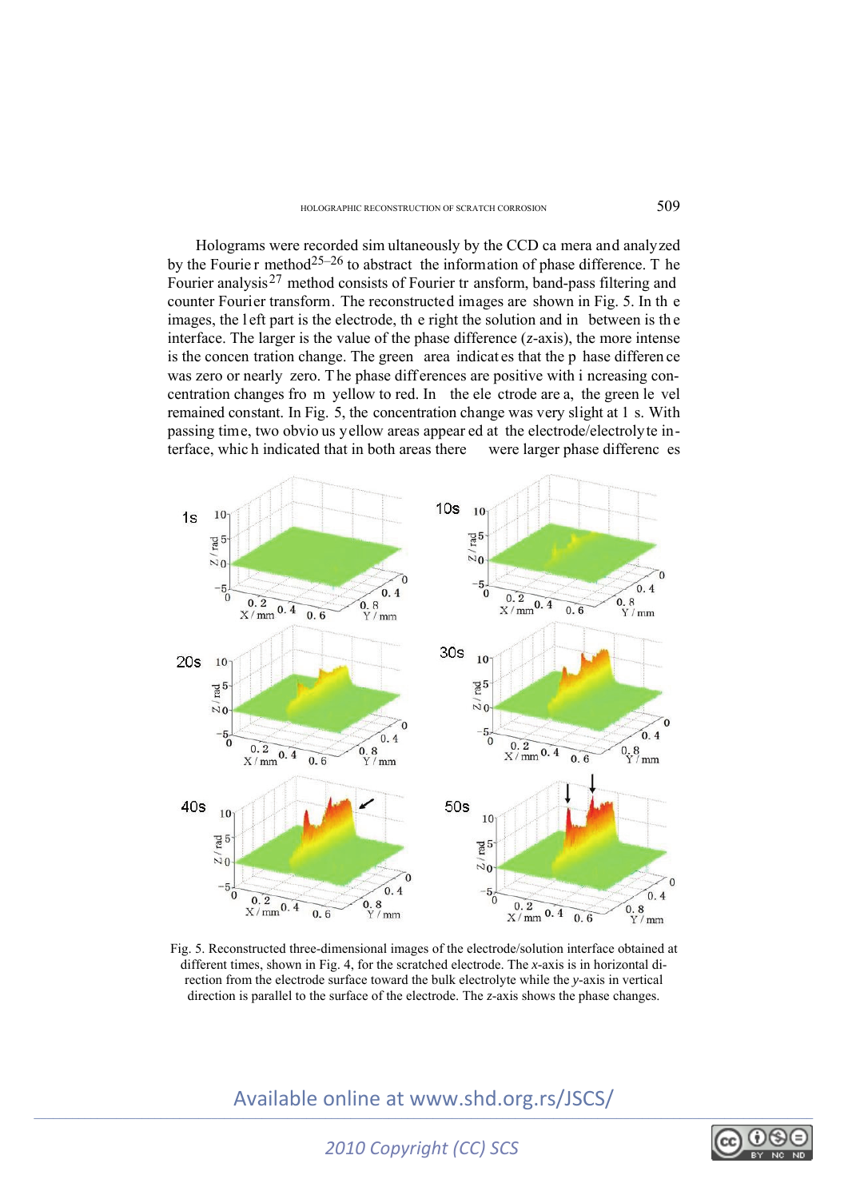Holograms were recorded simultaneously by the CCD camera and analyzed by the Fourier method[25–26] to abstract the information of phase difference. The Fourier analysis[27] method consists of Fourier transform, band-pass filtering and counter Fourier transform. The reconstructed images are shown in Fig. 5. In the images, the left part is the electrode, the right the solution and in between is the interface. The larger is the value of the phase difference (*z*-axis), the more intense is the concentration change. The green area indicates that the phase difference was zero or nearly zero. The phase differences are positive with increasing concentration changes from yellow to red. In the electrode area, the green level remained constant. In Fig. 5, the concentration change was very slight at 1 s. With passing time, two obvious yellow areas appeared at the electrode/electrolyte interface, which indicated that in both areas there were larger phase differences

Fig. 5. Reconstructed three-dimensional images of the electrode/solution interface obtained at different times, shown in Fig. 4, for the scratched electrode. The *x*-axis is in horizontal direction from the electrode surface toward the bulk electrolyte while the *y*-axis in vertical direction is parallel to the surface of the electrode. The *z*-axis shows the phase changes.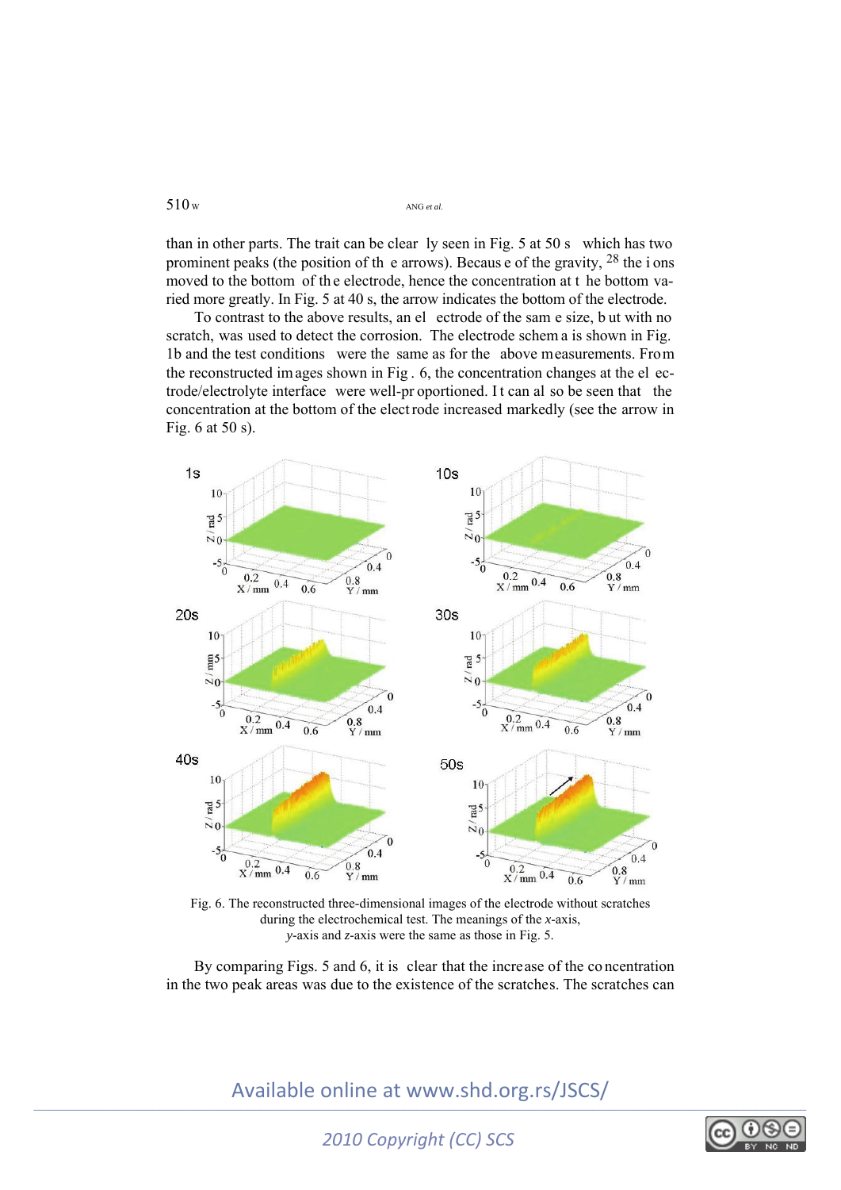than in other parts. The trait can be clearly seen in Fig. 5 at 50 s which has two prominent peaks (the position of the arrows). Because of the gravity,[28] the ions moved to the bottom of the electrode, hence the concentration at the bottom varied more greatly. In Fig. 5 at 40 s, the arrow indicates the bottom of the electrode.

To contrast to the above results, an electrode of the same size, but with no scratch, was used to detect the corrosion. The electrode schema is shown in Fig. 1b and the test conditions were the same as for the above measurements. From the reconstructed images shown in Fig. 6, the concentration changes at the electrode/electrolyte interface were well-proportioned. It can also be seen that the concentration at the bottom of the electrode increased markedly (see the arrow in Fig. 6 at 50 s).

Fig. 6. The reconstructed three-dimensional images of the electrode without scratches during the electrochemical test. The meanings of the *x*-axis, *y*-axis and *z*-axis were the same as those in Fig. 5.

By comparing Figs. 5 and 6, it is clear that the increase of the concentration in the two peak areas was due to the existence of the scratches. The scratches can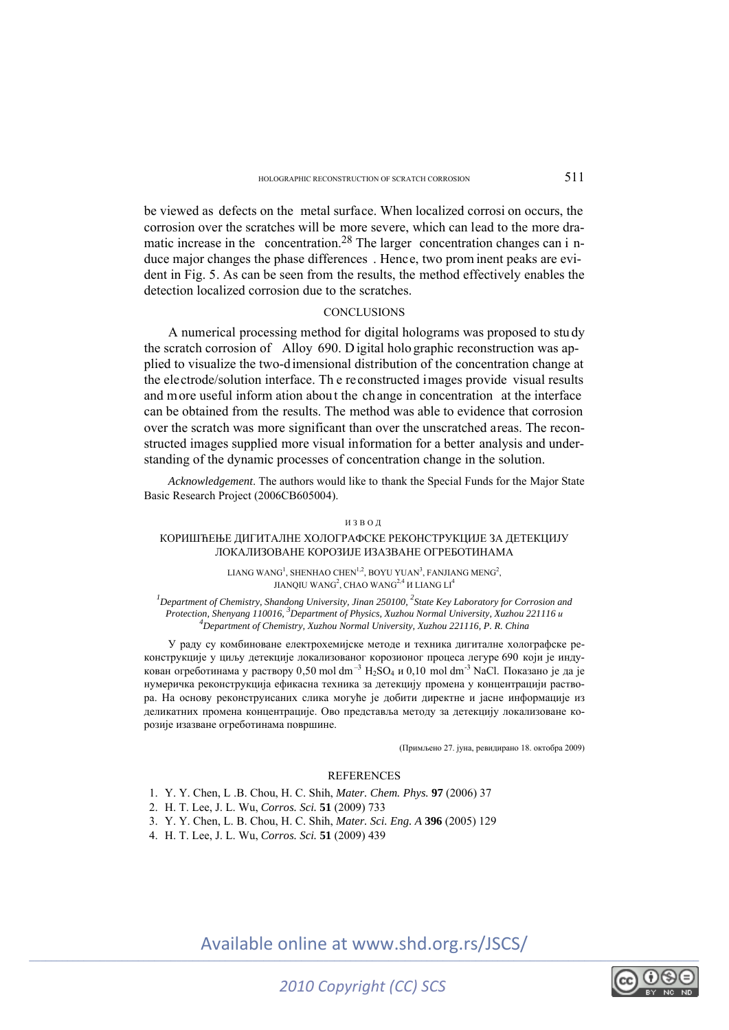be viewed as defects on the metal surface. When localized corrosi on occurs, the corrosion over the scratches will be more severe, which can lead to the more dramatic increase in the concentration.[28] The larger concentration changes can i nduce major changes the phase differences . Hence, two prom inent peaks are evident in Fig. 5. As can be seen from the results, the method effectively enables the detection localized corrosion due to the scratches.

## CONCLUSIONS

A numerical processing method for digital holograms was proposed to study the scratch corrosion of Alloy 690. Digital holo graphic reconstruction was applied to visualize the two-dimensional distribution of the concentration change at the electrode/solution interface. Th e reconstructed images provide visual results and more useful inform ation about the change in concentration at the interface can be obtained from the results. The method was able to evidence that corrosion over the scratch was more significant than over the unscratched areas. The reconstructed images supplied more visual information for a better analysis and understanding of the dynamic processes of concentration change in the solution.

*Acknowledgement*. The authors would like to thank the Special Funds for the Major State Basic Research Project (2006CB605004).

## ИЗВОД

### КОРИШЋЕЊЕ ДИГИТАЛНЕ ХОЛОГРАФСКЕ РЕКОНСТРУКЦИЈЕ ЗА ДЕТЕКЦИЈУ ЛОКАЛИЗОВАНЕ КОРОЗИЈЕ ИЗАЗВАНЕ ОГРЕБОТИНАМА

LIANG WANG[1], SHENHAO CHEN[1,2], BOYU YUAN[3], FANJIANG MENG[2], JIANQIU WANG[2], CHAO WANG[2,4] И LIANG LI[4]

*[1]Department of Chemistry, Shandong University, Jinan 250100, [2]State Key Laboratory for Corrosion and Protection, Shenyang 110016, [3]Department of Physics, Xuzhou Normal University, Xuzhou 221116 и [4]Department of Chemistry, Xuzhou Normal University, Xuzhou 221116, P. R. China*

У раду су комбиноване електрохемијске методе и техника дигиталне холографске реконструкције у циљу детекције локализованог корозионог процеса легуре 690 који је индукован огреботинама у раствору 0,50 mol dm$^{-3}$ $H_2SO_4$ и 0,10 mol dm$^{-3}$ NaCl. Показано је да је нумеричка реконструкција ефикасна техника за детекцију промена у концентрацији раствора. На основу реконструисаних слика могуће је добити директне и јасне информације из деликатних промена концентрације. Ово представља методу за детекцију локализоване корозије изазване огреботинама површине.

(Примљено 27. јуна, ревидирано 18. октобра 2009)

## REFERENCES

1. Y. Y. Chen, L .B. Chou, H. C. Shih, *Mater. Chem. Phys.* **97** (2006) 37
2. H. T. Lee, J. L. Wu, *Corros. Sci.* **51** (2009) 733
3. Y. Y. Chen, L. B. Chou, H. C. Shih, *Mater. Sci. Eng. A* **396** (2005) 129
4. H. T. Lee, J. L. Wu, *Corros. Sci.* **51** (2009) 439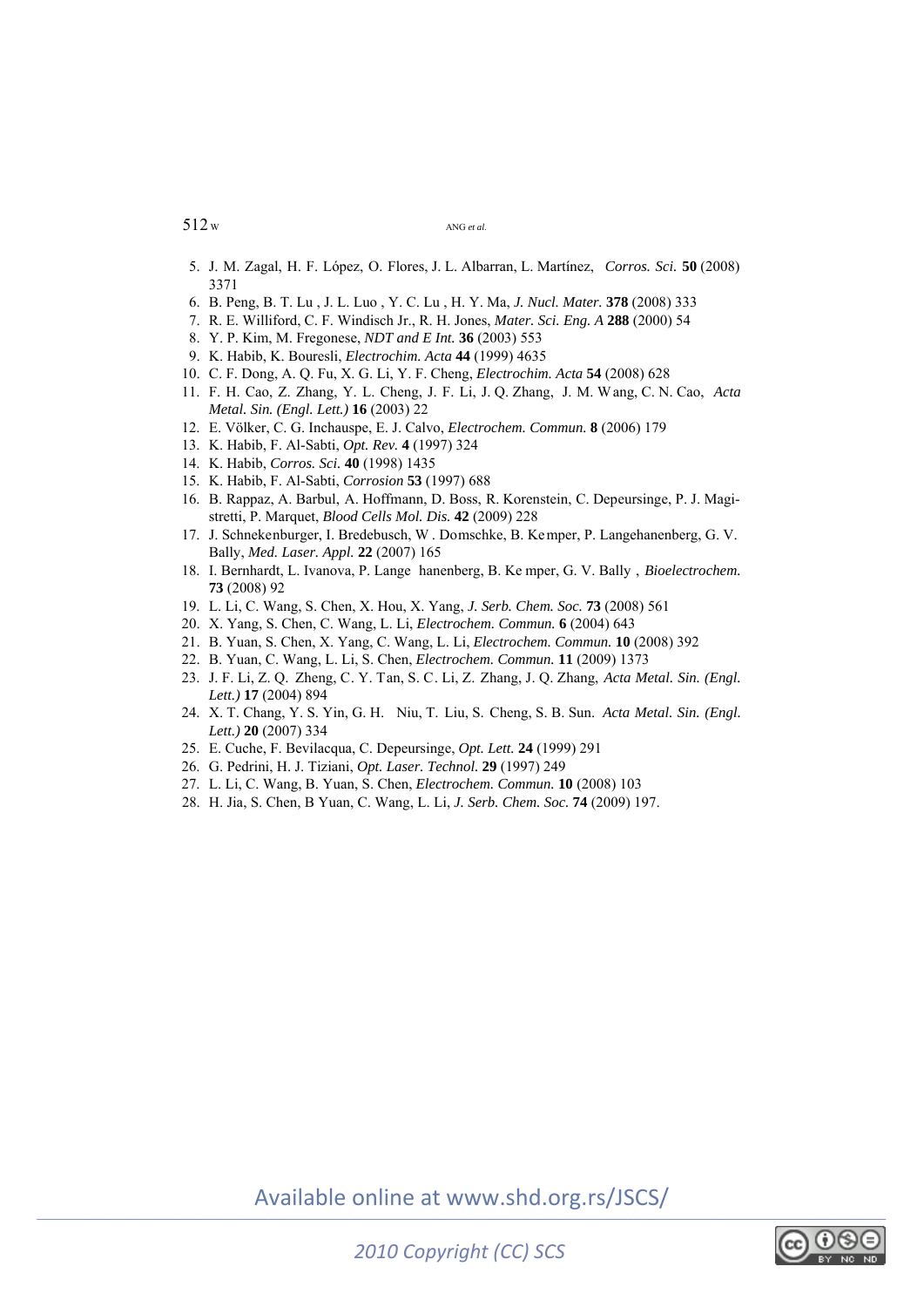5. J. M. Zagal, H. F. López, O. Flores, J. L. Albarran, L. Martínez, *Corros. Sci.* **50** (2008) 3371
6. B. Peng, B. T. Lu , J. L. Luo , Y. C. Lu , H. Y. Ma, *J. Nucl. Mater.* **378** (2008) 333
7. R. E. Williford, C. F. Windisch Jr., R. H. Jones, *Mater. Sci. Eng. A* **288** (2000) 54
8. Y. P. Kim, M. Fregonese, *NDT and E Int.* **36** (2003) 553
9. K. Habib, K. Bouresli, *Electrochim. Acta* **44** (1999) 4635
10. C. F. Dong, A. Q. Fu, X. G. Li, Y. F. Cheng, *Electrochim. Acta* **54** (2008) 628
11. F. H. Cao, Z. Zhang, Y. L. Cheng, J. F. Li, J. Q. Zhang, J. M. Wang, C. N. Cao, *Acta Metal. Sin. (Engl. Lett.)* **16** (2003) 22
12. E. Völker, C. G. Inchauspe, E. J. Calvo, *Electrochem. Commun.* **8** (2006) 179
13. K. Habib, F. Al-Sabti, *Opt. Rev.* **4** (1997) 324
14. K. Habib, *Corros. Sci.* **40** (1998) 1435
15. K. Habib, F. Al-Sabti, *Corrosion* **53** (1997) 688
16. B. Rappaz, A. Barbul, A. Hoffmann, D. Boss, R. Korenstein, C. Depeursinge, P. J. Magistretti, P. Marquet, *Blood Cells Mol. Dis.* **42** (2009) 228
17. J. Schnekenburger, I. Bredebusch, W . Domschke, B. Kemper, P. Langehanenberg, G. V. Bally, *Med. Laser. Appl.* **22** (2007) 165
18. I. Bernhardt, L. Ivanova, P. Langehanenberg, B. Kemper, G. V. Bally , *Bioelectrochem.* **73** (2008) 92
19. L. Li, C. Wang, S. Chen, X. Hou, X. Yang, *J. Serb. Chem. Soc.* **73** (2008) 561
20. X. Yang, S. Chen, C. Wang, L. Li, *Electrochem. Commun.* **6** (2004) 643
21. B. Yuan, S. Chen, X. Yang, C. Wang, L. Li, *Electrochem. Commun.* **10** (2008) 392
22. B. Yuan, C. Wang, L. Li, S. Chen, *Electrochem. Commun.* **11** (2009) 1373
23. J. F. Li, Z. Q. Zheng, C. Y. Tan, S. C. Li, Z. Zhang, J. Q. Zhang, *Acta Metal. Sin. (Engl. Lett.)* **17** (2004) 894
24. X. T. Chang, Y. S. Yin, G. H. Niu, T. Liu, S. Cheng, S. B. Sun. *Acta Metal. Sin. (Engl. Lett.)* **20** (2007) 334
25. E. Cuche, F. Bevilacqua, C. Depeursinge, *Opt. Lett.* **24** (1999) 291
26. G. Pedrini, H. J. Tiziani, *Opt. Laser. Technol.* **29** (1997) 249
27. L. Li, C. Wang, B. Yuan, S. Chen, *Electrochem. Commun.* **10** (2008) 103
28. H. Jia, S. Chen, B Yuan, C. Wang, L. Li, *J. Serb. Chem. Soc.* **74** (2009) 197.